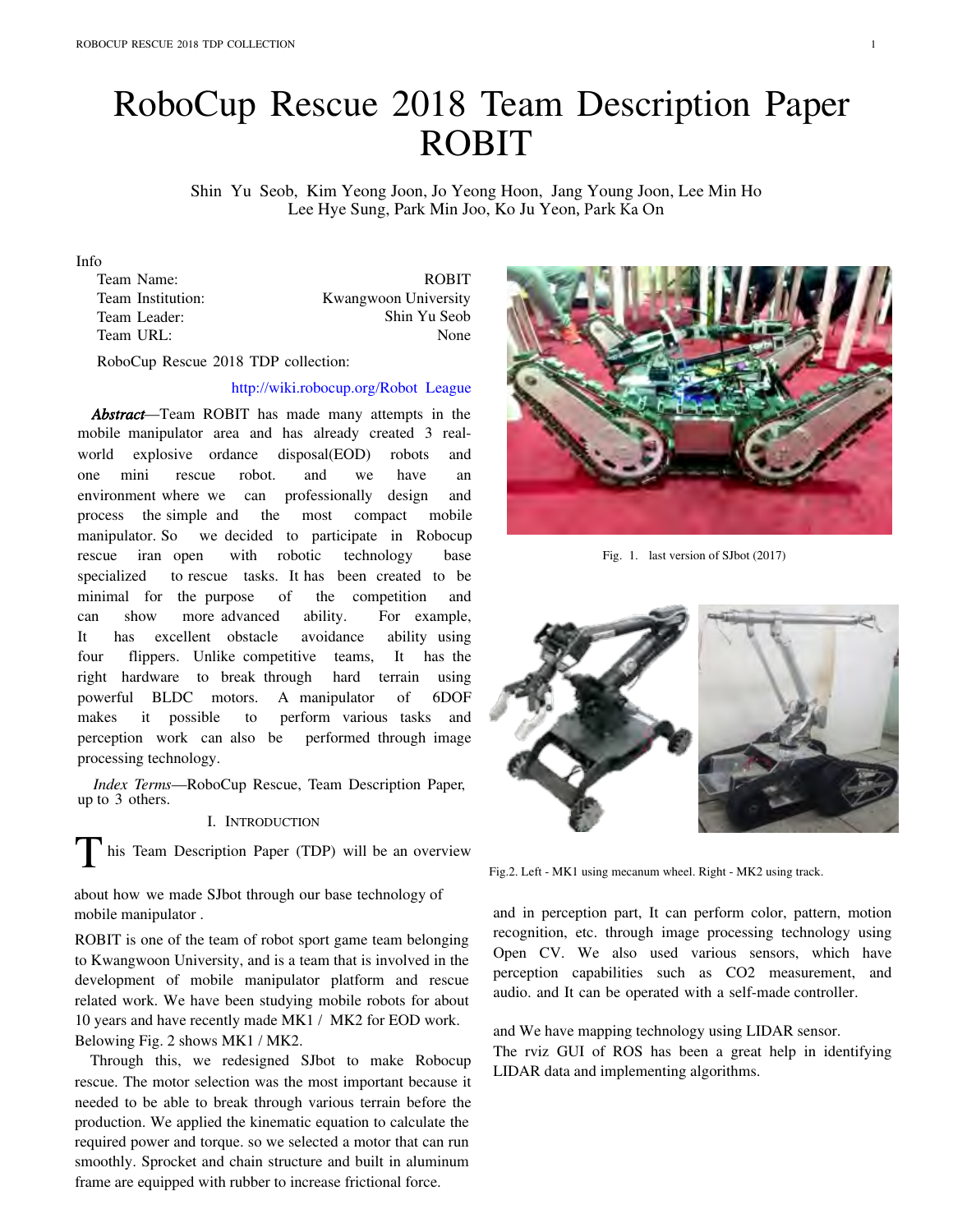# RoboCup Rescue 2018 Team Description Paper ROBIT

Shin Yu Seob, Kim Yeong Joon, Jo Yeong Hoon, Jang Young Joon, Lee Min Ho
Lee Hye Sung, Park Min Joo, Ko Ju Yeon, Park Ka On

Info

| | |
|---|---|
| Team Name: | ROBIT |
| Team Institution: | Kwangwoon University |
| Team Leader: | Shin Yu Seob |
| Team URL: | None |

RoboCup Rescue 2018 TDP collection:

http://wiki.robocup.org/Robot League

***Abstract*—Team ROBIT has made many attempts in the mobile manipulator area and has already created 3 real-world explosive ordance disposal(EOD) robots and one mini rescue robot. and we have an environment where we can professionally design and process the simple and the most compact mobile manipulator. So we decided to participate in Robocup rescue iran open with robotic technology base specialized to rescue tasks. It has been created to be minimal for the purpose of the competition and can show more advanced ability. For example, It has excellent obstacle avoidance ability using four flippers. Unlike competitive teams, It has the right hardware to break through hard terrain using powerful BLDC motors. A manipulator of 6DOF makes it possible to perform various tasks and perception work can also be performed through image processing technology.**

*Index Terms*—RoboCup Rescue, Team Description Paper, up to 3 others.

## I. Introduction

This Team Description Paper (TDP) will be an overview about how we made SJbot through our base technology of mobile manipulator .

ROBIT is one of the team of robot sport game team belonging to Kwangwoon University, and is a team that is involved in the development of mobile manipulator platform and rescue related work. We have been studying mobile robots for about 10 years and have recently made MK1 / MK2 for EOD work. Belowing Fig. 2 shows MK1 / MK2.

Through this, we redesigned SJbot to make Robocup rescue. The motor selection was the most important because it needed to be able to break through various terrain before the production. We applied the kinematic equation to calculate the required power and torque. so we selected a motor that can run smoothly. Sprocket and chain structure and built in aluminum frame are equipped with rubber to increase frictional force.

Fig. 1. last version of SJbot (2017)

Fig.2. Left - MK1 using mecanum wheel. Right - MK2 using track.

and in perception part, It can perform color, pattern, motion recognition, etc. through image processing technology using Open CV. We also used various sensors, which have perception capabilities such as $CO_2$ measurement, and audio. and It can be operated with a self-made controller.

and We have mapping technology using LIDAR sensor.
The rviz GUI of ROS has been a great help in identifying LIDAR data and implementing algorithms.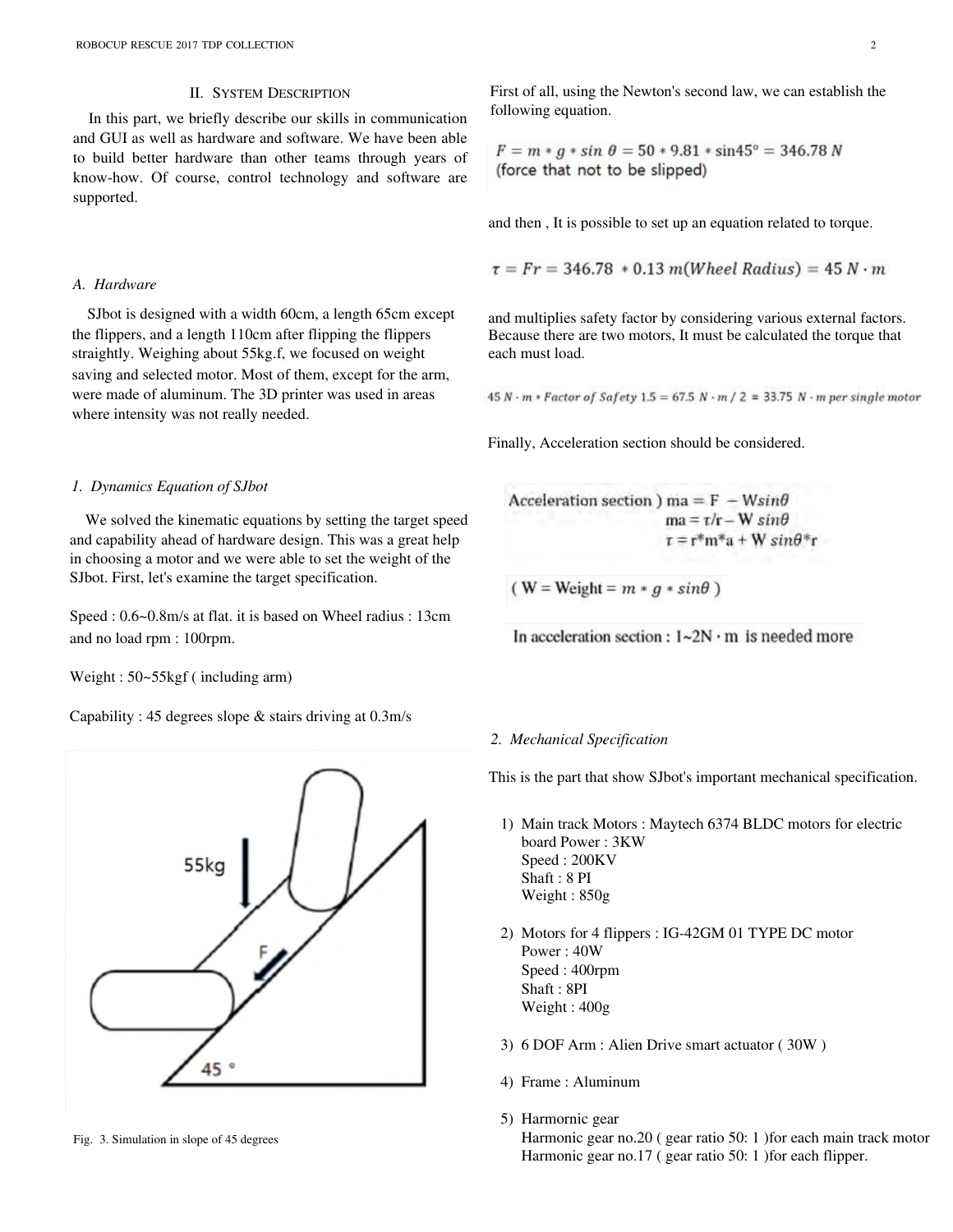## II. System Description

In this part, we briefly describe our skills in communication and GUI as well as hardware and software. We have been able to build better hardware than other teams through years of know-how. Of course, control technology and software are supported.

### A. Hardware

SJbot is designed with a width 60cm, a length 65cm except the flippers, and a length 110cm after flipping the flippers straightly. Weighing about 55kg.f, we focused on weight saving and selected motor. Most of them, except for the arm, were made of aluminum. The 3D printer was used in areas where intensity was not really needed.

#### 1. Dynamics Equation of SJbot

We solved the kinematic equations by setting the target speed and capability ahead of hardware design. This was a great help in choosing a motor and we were able to set the weight of the SJbot. First, let's examine the target specification.

Speed : 0.6~0.8m/s at flat. it is based on Wheel radius : 13cm and no load rpm : 100rpm.

Weight : 50~55kgf ( including arm)

Capability : 45 degrees slope & stairs driving at 0.3m/s

Fig. 3. Simulation in slope of 45 degrees

First of all, using the Newton's second law, we can establish the following equation.

$$F = m * g * \sin\theta = 50 * 9.81 * \sin 45° = 346.78\ N$$
(force that not to be slipped)

and then , It is possible to set up an equation related to torque.

$$\tau = Fr = 346.78 \ * 0.13\ m(Wheel\ Radius) = 45\ N \cdot m$$

and multiplies safety factor by considering various external factors. Because there are two motors, It must be calculated the torque that each must load.

$$45\ N \cdot m * Factor\ of\ Safety\ 1.5 = 67.5\ N \cdot m / 2 = 33.75\ N \cdot m\ per\ single\ motor$$

Finally, Acceleration section should be considered.

Acceleration section )
$$ma = F - W\sin\theta$$
$$ma = \tau/r - W\sin\theta$$
$$\tau = r*m*a + W\sin\theta*r$$

$$( W = Weight = m * g * \sin\theta )$$

In acceleration section : 1~2N · m is needed more

#### 2. Mechanical Specification

This is the part that show SJbot's important mechanical specification.

1) Main track Motors : Maytech 6374 BLDC motors for electric board Power : 3KW
   Speed : 200KV
   Shaft : 8 PI
   Weight : 850g

2) Motors for 4 flippers : IG-42GM 01 TYPE DC motor
   Power : 40W
   Speed : 400rpm
   Shaft : 8PI
   Weight : 400g

3) 6 DOF Arm : Alien Drive smart actuator ( 30W )

4) Frame : Aluminum

5) Harmornic gear
   Harmonic gear no.20 ( gear ratio 50: 1 )for each main track motor
   Harmonic gear no.17 ( gear ratio 50: 1 )for each flipper.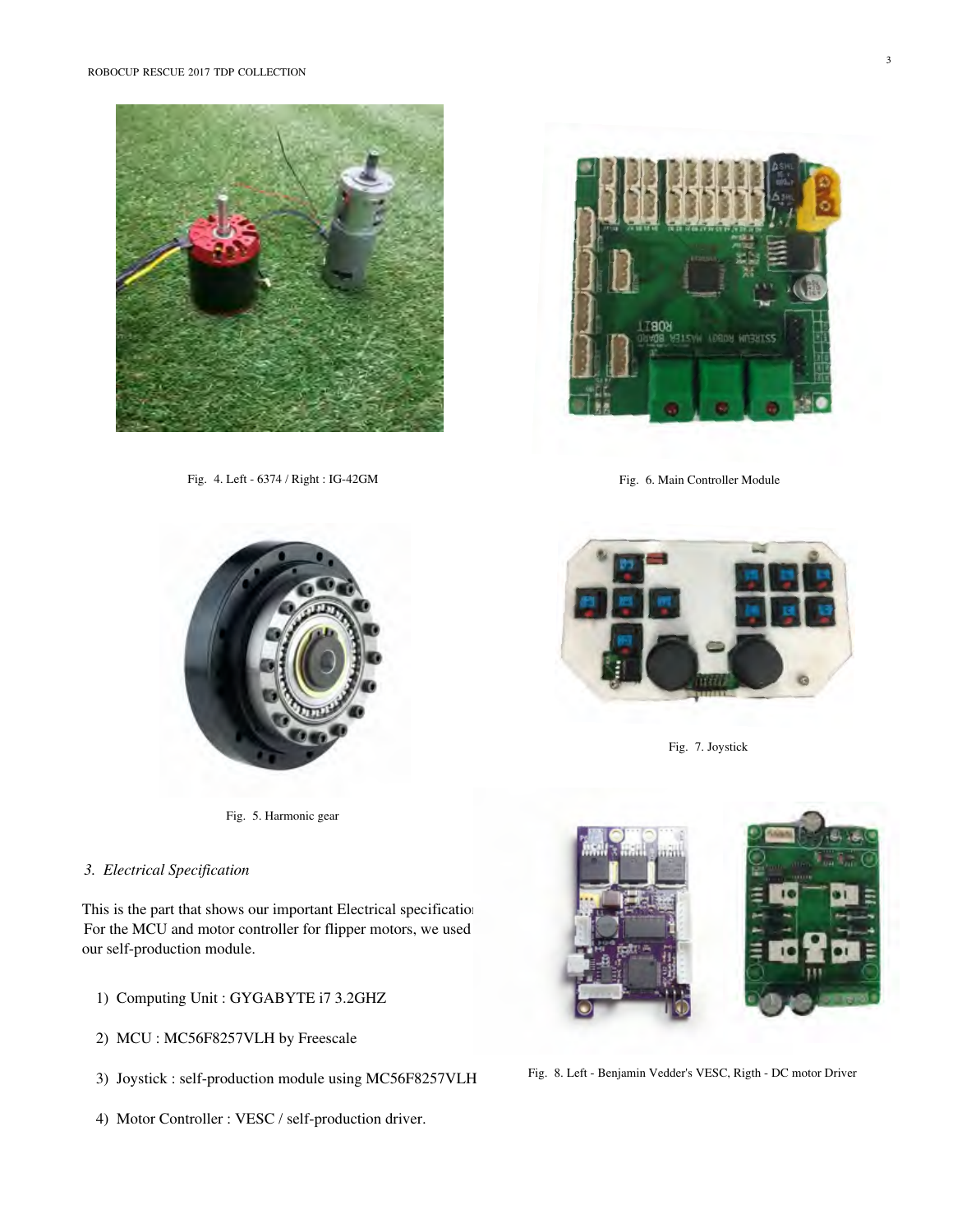Fig. 4. Left - 6374 / Right : IG-42GM

Fig. 6. Main Controller Module

Fig. 7. Joystick

Fig. 5. Harmonic gear

### 3. Electrical Specification

This is the part that shows our important Electrical specificatio
For the MCU and motor controller for flipper motors, we used our self-production module.

1) Computing Unit : GYGABYTE i7 3.2GHZ
2) MCU : MC56F8257VLH by Freescale
3) Joystick : self-production module using MC56F8257VLH
4) Motor Controller : VESC / self-production driver.

Fig. 8. Left - Benjamin Vedder's VESC, Rigth - DC motor Driver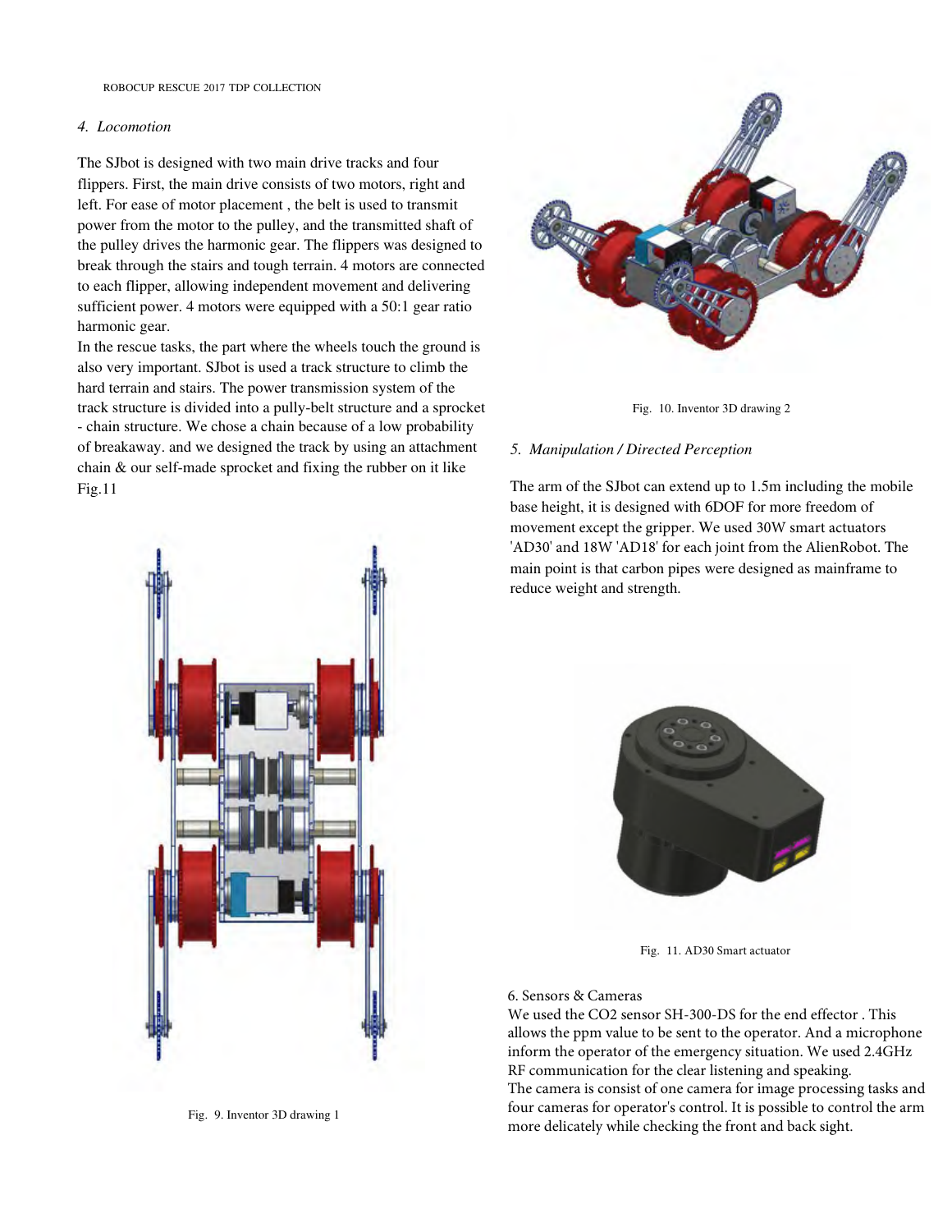### 4. *Locomotion*

The SJbot is designed with two main drive tracks and four flippers. First, the main drive consists of two motors, right and left. For ease of motor placement , the belt is used to transmit power from the motor to the pulley, and the transmitted shaft of the pulley drives the harmonic gear. The flippers was designed to break through the stairs and tough terrain. 4 motors are connected to each flipper, allowing independent movement and delivering sufficient power. 4 motors were equipped with a 50:1 gear ratio harmonic gear.
In the rescue tasks, the part where the wheels touch the ground is also very important. SJbot is used a track structure to climb the hard terrain and stairs. The power transmission system of the track structure is divided into a pully-belt structure and a sprocket - chain structure. We chose a chain because of a low probability of breakaway. and we designed the track by using an attachment chain & our self-made sprocket and fixing the rubber on it like Fig.11

Fig. 9. Inventor 3D drawing 1

Fig. 10. Inventor 3D drawing 2

### 5. *Manipulation / Directed Perception*

The arm of the SJbot can extend up to 1.5m including the mobile base height, it is designed with 6DOF for more freedom of movement except the gripper. We used 30W smart actuators 'AD30' and 18W 'AD18' for each joint from the AlienRobot. The main point is that carbon pipes were designed as mainframe to reduce weight and strength.

Fig. 11. AD30 Smart actuator

### 6. Sensors & Cameras

We used the $CO_2$ sensor SH-300-DS for the end effector . This allows the ppm value to be sent to the operator. And a microphone inform the operator of the emergency situation. We used 2.4GHz RF communication for the clear listening and speaking.
The camera is consist of one camera for image processing tasks and four cameras for operator's control. It is possible to control the arm more delicately while checking the front and back sight.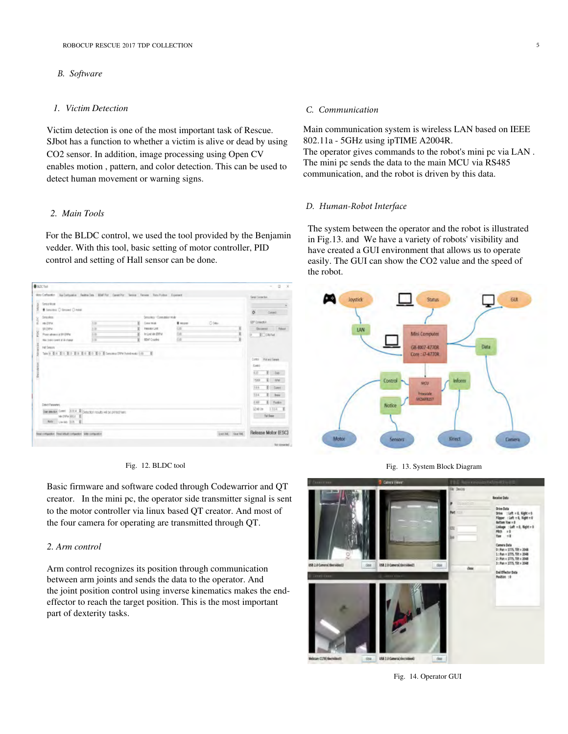## B. *Software*

### 1. *Victim Detection*

Victim detection is one of the most important task of Rescue. SJbot has a function to whether a victim is alive or dead by using $CO_2$ sensor. In addition, image processing using Open CV enables motion , pattern, and color detection. This can be used to detect human movement or warning signs.

### 2. *Main Tools*

For the BLDC control, we used the tool provided by the Benjamin vedder. With this tool, basic setting of motor controller, PID control and setting of Hall sensor can be done.

Fig. 12. BLDC tool

Basic firmware and software coded through Codewarrior and QT creator. In the mini pc, the operator side transmitter signal is sent to the motor controller via linux based QT creator. And most of the four camera for operating are transmitted through QT.

### 2. *Arm control*

Arm control recognizes its position through communication between arm joints and sends the data to the operator. And the joint position control using inverse kinematics makes the end-effector to reach the target position. This is the most important part of dexterity tasks.

## C. *Communication*

Main communication system is wireless LAN based on IEEE 802.11a - 5GHz using ipTIME A2004R.
The operator gives commands to the robot's mini pc via LAN .
The mini pc sends the data to the main MCU via RS485 communication, and the robot is driven by this data.

## D. *Human-Robot Interface*

The system between the operator and the robot is illustrated in Fig.13. and We have a variety of robots' visibility and have created a GUI environment that allows us to operate easily. The GUI can show the $CO_2$ value and the speed of the robot.

Fig. 13. System Block Diagram

Fig. 14. Operator GUI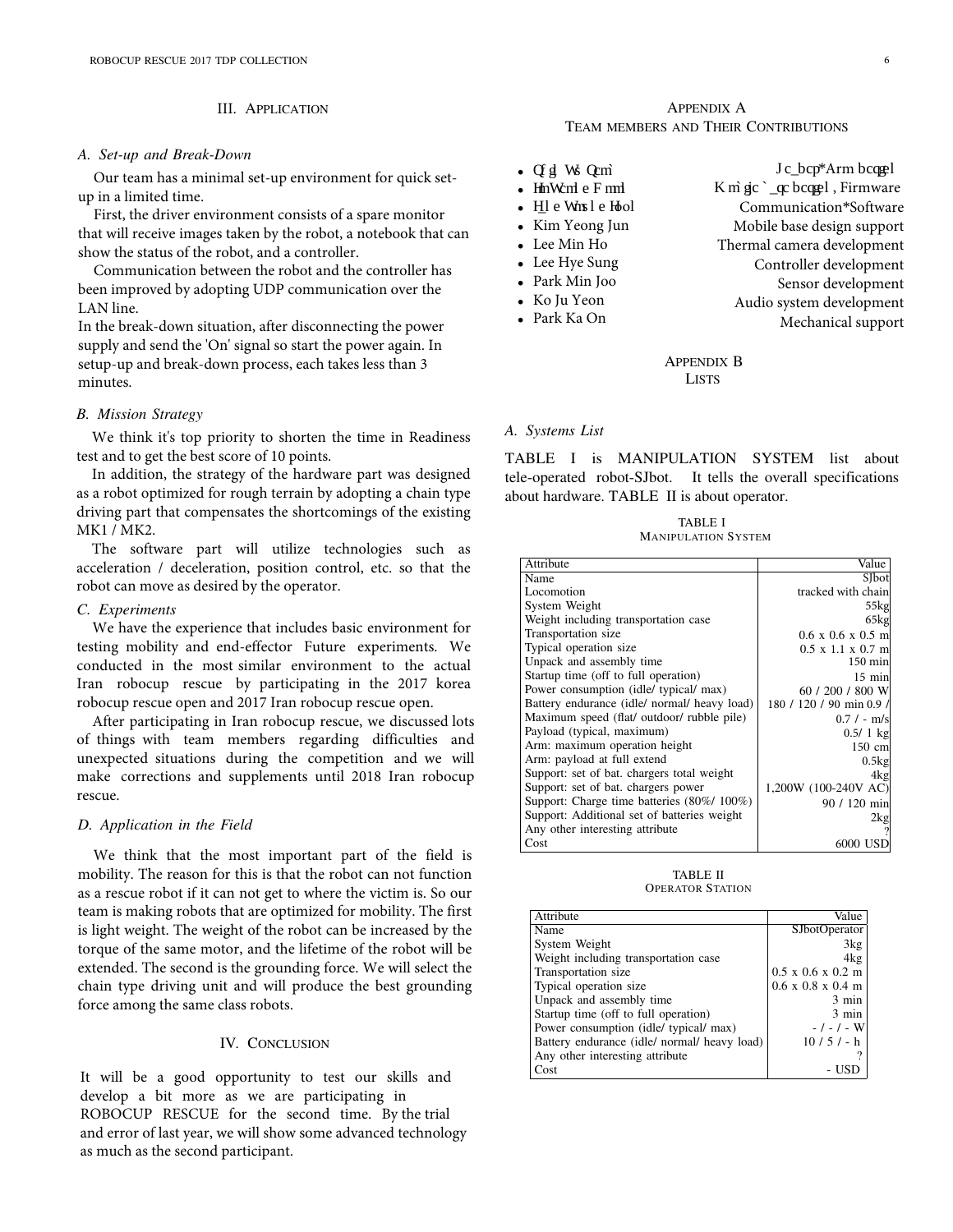## III. Application

### A. Set-up and Break-Down

Our team has a minimal set-up environment for quick set-up in a limited time.

First, the driver environment consists of a spare monitor that will receive images taken by the robot, a notebook that can show the status of the robot, and a controller.

Communication between the robot and the controller has been improved by adopting UDP communication over the LAN line.

In the break-down situation, after disconnecting the power supply and send the 'On' signal so start the power again. In setup-up and break-down process, each takes less than 3 minutes.

### B. Mission Strategy

We think it's top priority to shorten the time in Readiness test and to get the best score of 10 points.

In addition, the strategy of the hardware part was designed as a robot optimized for rough terrain by adopting a chain type driving part that compensates the shortcomings of the existing MK1 / MK2.

The software part will utilize technologies such as acceleration / deceleration, position control, etc. so that the robot can move as desired by the operator.

### C. Experiments

We have the experience that includes basic environment for testing mobility and end-effector Future experiments. We conducted in the most similar environment to the actual Iran robocup rescue by participating in the 2017 korea robocup rescue open and 2017 Iran robocup rescue open.

After participating in Iran robocup rescue, we discussed lots of things with team members regarding difficulties and unexpected situations during the competition and we will make corrections and supplements until 2018 Iran robocup rescue.

### D. Application in the Field

We think that the most important part of the field is mobility. The reason for this is that the robot can not function as a rescue robot if it can not get to where the victim is. So our team is making robots that are optimized for mobility. The first is light weight. The weight of the robot can be increased by the torque of the same motor, and the lifetime of the robot will be extended. The second is the grounding force. We will select the chain type driving unit and will produce the best grounding force among the same class robots.

## IV. Conclusion

It will be a good opportunity to test our skills and develop a bit more as we are participating in ROBOCUP RESCUE for the second time. By the trial and error of last year, we will show some advanced technology as much as the second participant.

## Appendix A
## Team members and Their Contributions

- Qfgd Ws Qcm — Jc_bcp*Arm bcqgel
- HmWcml e Fmml — Kmàgjc `_qc bcqgel , Firmware
- Hl e Wms l e Hbol — Communication*Software
- Kim Yeong Jun — Mobile base design support
- Lee Min Ho — Thermal camera development
- Lee Hye Sung — Controller development
- Park Min Joo — Sensor development
- Ko Ju Yeon — Audio system development
- Park Ka On — Mechanical support

## Appendix B
## Lists

### A. Systems List

TABLE I is MANIPULATION SYSTEM list about tele-operated robot-SJbot. It tells the overall specifications about hardware. TABLE II is about operator.

TABLE I
Manipulation System

| Attribute | Value |
|---|---|
| Name | SJbot |
| Locomotion | tracked with chain |
| System Weight | 55kg |
| Weight including transportation case | 65kg |
| Transportation size | 0.6 x 0.6 x 0.5 m |
| Typical operation size | 0.5 x 1.1 x 0.7 m |
| Unpack and assembly time | 150 min |
| Startup time (off to full operation) | 15 min |
| Power consumption (idle/ typical/ max) | 60 / 200 / 800 W |
| Battery endurance (idle/ normal/ heavy load) | 180 / 120 / 90 min 0.9 / |
| Maximum speed (flat/ outdoor/ rubble pile) | 0.7 / - m/s |
| Payload (typical, maximum) | 0.5/ 1 kg |
| Arm: maximum operation height | 150 cm |
| Arm: payload at full extend | 0.5kg |
| Support: set of bat. chargers total weight | 4kg |
| Support: set of bat. chargers power | 1,200W (100-240V AC) |
| Support: Charge time batteries (80%/ 100%) | 90 / 120 min |
| Support: Additional set of batteries weight | 2kg |
| Any other interesting attribute | ? |
| Cost | 6000 USD |

TABLE II
Operator Station

| Attribute | Value |
|---|---|
| Name | SJbotOperator |
| System Weight | 3kg |
| Weight including transportation case | 4kg |
| Transportation size | 0.5 x 0.6 x 0.2 m |
| Typical operation size | 0.6 x 0.8 x 0.4 m |
| Unpack and assembly time | 3 min |
| Startup time (off to full operation) | 3 min |
| Power consumption (idle/ typical/ max) | - / - / - W |
| Battery endurance (idle/ normal/ heavy load) | 10 / 5 / - h |
| Any other interesting attribute | ? |
| Cost | - USD |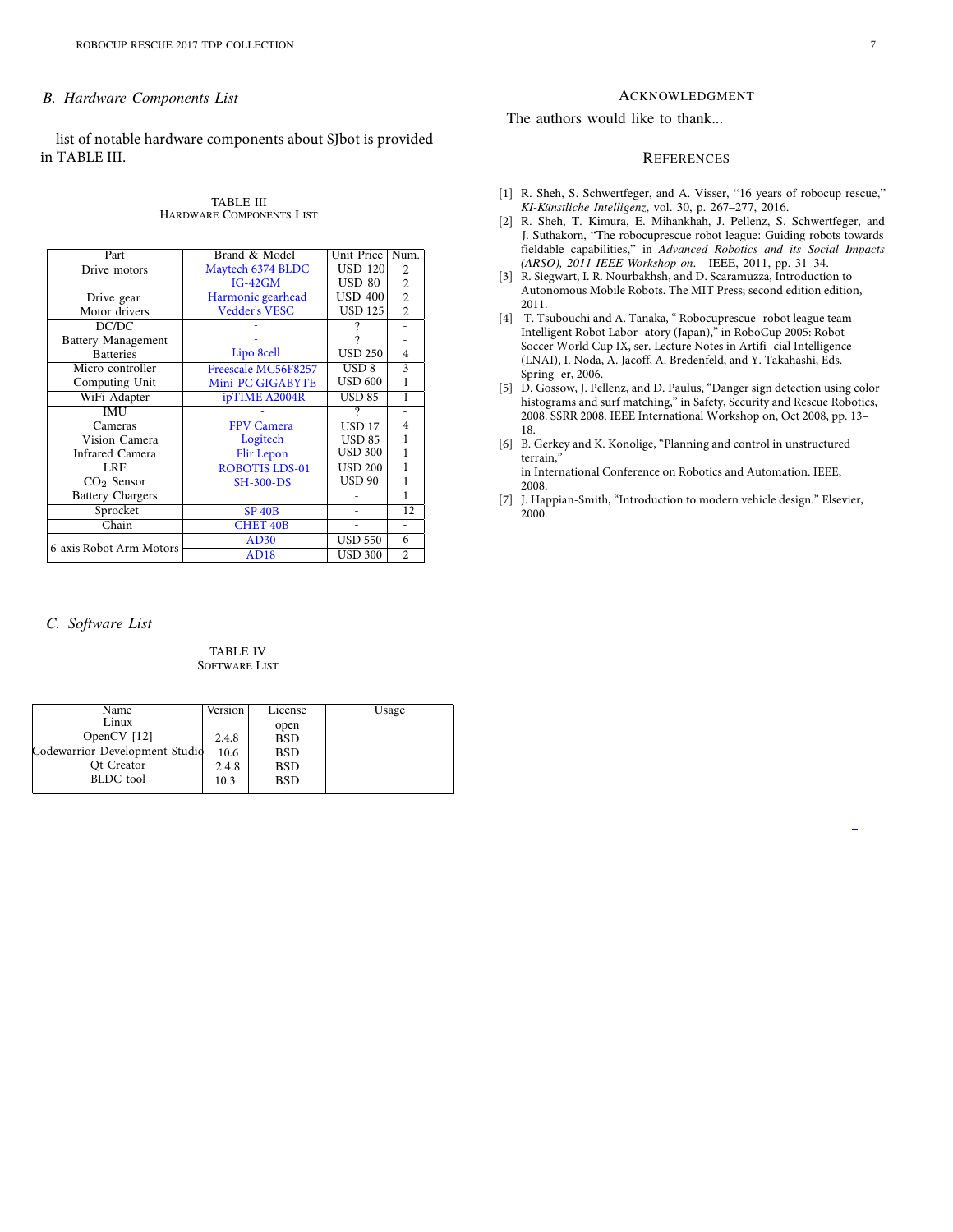### B. Hardware Components List

list of notable hardware components about SJbot is provided in TABLE III.

TABLE III
HARDWARE COMPONENTS LIST

| Part | Brand & Model | Unit Price | Num. |
|---|---|---|---|
| Drive motors | Maytech 6374 BLDC | USD 120 | 2 |
| | IG-42GM | USD 80 | 2 |
| Drive gear | Harmonic gearhead | USD 400 | 2 |
| Motor drivers | Vedder's VESC | USD 125 | 2 |
| DC/DC | - | ? | - |
| Battery Management | - | ? | - |
| Batteries | Lipo 8cell | USD 250 | 4 |
| Micro controller | Freescale MC56F8257 | USD 8 | 3 |
| Computing Unit | Mini-PC GIGABYTE | USD 600 | 1 |
| WiFi Adapter | ipTIME A2004R | USD 85 | 1 |
| IMU | - | ? | - |
| Cameras | FPV Camera | USD 17 | 4 |
| Vision Camera | Logitech | USD 85 | 1 |
| Infrared Camera | Flir Lepon | USD 300 | 1 |
| LRF | ROBOTIS LDS-01 | USD 200 | 1 |
| $CO_2$ Sensor | SH-300-DS | USD 90 | 1 |
| Battery Chargers | | - | 1 |
| Sprocket | SP 40B | - | 12 |
| Chain | CHET 40B | - | - |
| 6-axis Robot Arm Motors | AD30 | USD 550 | 6 |
| | AD18 | USD 300 | 2 |

### C. Software List

TABLE IV
SOFTWARE LIST

| Name | Version | License | Usage |
|---|---|---|---|
| Linux | - | open | |
| OpenCV [12] | 2.4.8 | BSD | |
| Codewarrior Development Studio | 10.6 | BSD | |
| Qt Creator | 2.4.8 | BSD | |
| BLDC tool | 10.3 | BSD | |

## ACKNOWLEDGMENT

The authors would like to thank...

## REFERENCES

[1] R. Sheh, S. Schwertfeger, and A. Visser, "16 years of robocup rescue," *KI-Künstliche Intelligenz*, vol. 30, p. 267–277, 2016.

[2] R. Sheh, T. Kimura, E. Mihankhah, J. Pellenz, S. Schwertfeger, and J. Suthakorn, "The robocuprescue robot league: Guiding robots towards fieldable capabilities," in *Advanced Robotics and its Social Impacts (ARSO), 2011 IEEE Workshop on*. IEEE, 2011, pp. 31–34.

[3] R. Siegwart, I. R. Nourbakhsh, and D. Scaramuzza, Introduction to Autonomous Mobile Robots. The MIT Press; second edition edition, 2011.

[4] T. Tsubouchi and A. Tanaka, " Robocuprescue- robot league team Intelligent Robot Labor- atory (Japan)," in RoboCup 2005: Robot Soccer World Cup IX, ser. Lecture Notes in Artifi- cial Intelligence (LNAI), I. Noda, A. Jacoff, A. Bredenfeld, and Y. Takahashi, Eds. Spring- er, 2006.

[5] D. Gossow, J. Pellenz, and D. Paulus, "Danger sign detection using color histograms and surf matching," in Safety, Security and Rescue Robotics, 2008. SSRR 2008. IEEE International Workshop on, Oct 2008, pp. 13–18.

[6] B. Gerkey and K. Konolige, "Planning and control in unstructured terrain,"
in International Conference on Robotics and Automation. IEEE, 2008.

[7] J. Happian-Smith, "Introduction to modern vehicle design." Elsevier, 2000.